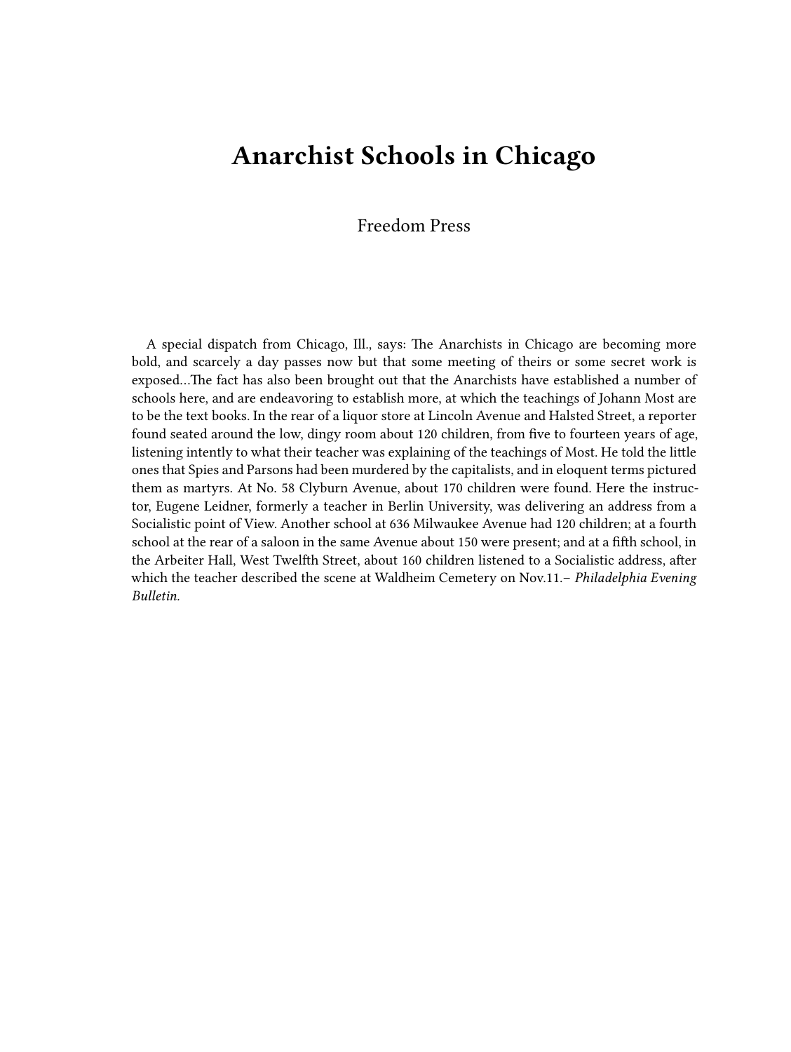# Anarchist Schools in Chicago

Freedom Press

A special dispatch from Chicago, Ill., says: The Anarchists in Chicago are becoming more bold, and scarcely a day passes now but that some meeting of theirs or some secret work is exposed…The fact has also been brought out that the Anarchists have established a number of schools here, and are endeavoring to establish more, at which the teachings of Johann Most are to be the text books. In the rear of a liquor store at Lincoln Avenue and Halsted Street, a reporter found seated around the low, dingy room about 120 children, from five to fourteen years of age, listening intently to what their teacher was explaining of the teachings of Most. He told the little ones that Spies and Parsons had been murdered by the capitalists, and in eloquent terms pictured them as martyrs. At No. 58 Clyburn Avenue, about 170 children were found. Here the instructor, Eugene Leidner, formerly a teacher in Berlin University, was delivering an address from a Socialistic point of View. Another school at 636 Milwaukee Avenue had 120 children; at a fourth school at the rear of a saloon in the same Avenue about 150 were present; and at a fifth school, in the Arbeiter Hall, West Twelfth Street, about 160 children listened to a Socialistic address, after which the teacher described the scene at Waldheim Cemetery on Nov.11.– *Philadelphia Evening Bulletin.*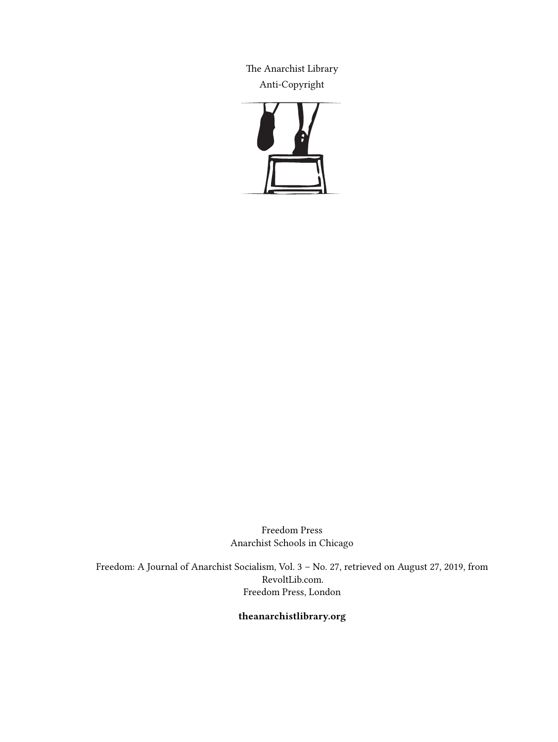The Anarchist Library
Anti-Copyright

Freedom Press
Anarchist Schools in Chicago

Freedom: A Journal of Anarchist Socialism, Vol. 3 – No. 27, retrieved on August 27, 2019, from RevoltLib.com.
Freedom Press, London

**theanarchistlibrary.org**